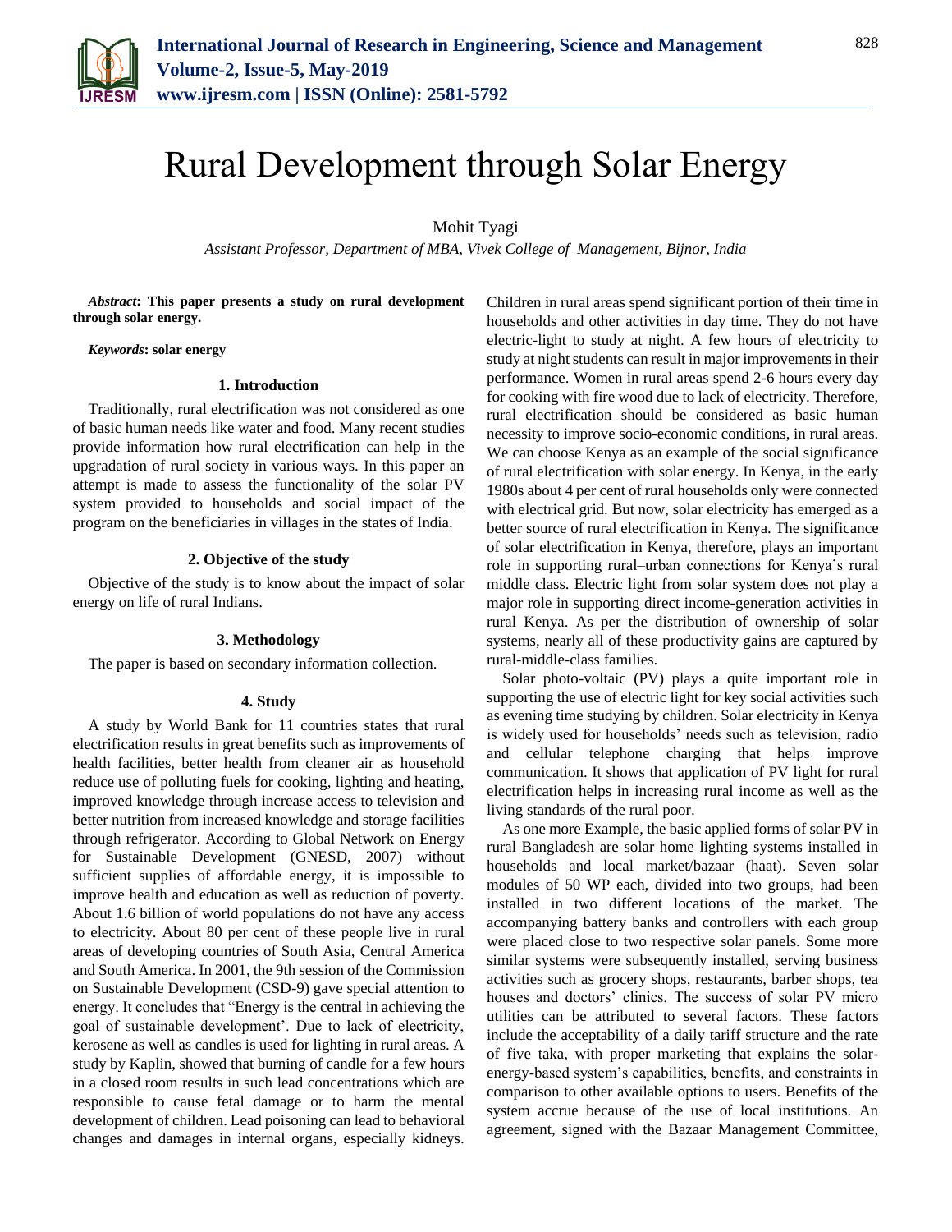# Rural Development through Solar Energy

Mohit Tyagi

*Assistant Professor, Department of MBA, Vivek College of Management, Bijnor, India*

***Abstract*: This paper presents a study on rural development through solar energy.**

***Keywords*: solar energy**

## 1. Introduction

Traditionally, rural electrification was not considered as one of basic human needs like water and food. Many recent studies provide information how rural electrification can help in the upgradation of rural society in various ways. In this paper an attempt is made to assess the functionality of the solar PV system provided to households and social impact of the program on the beneficiaries in villages in the states of India.

## 2. Objective of the study

Objective of the study is to know about the impact of solar energy on life of rural Indians.

## 3. Methodology

The paper is based on secondary information collection.

## 4. Study

A study by World Bank for 11 countries states that rural electrification results in great benefits such as improvements of health facilities, better health from cleaner air as household reduce use of polluting fuels for cooking, lighting and heating, improved knowledge through increase access to television and better nutrition from increased knowledge and storage facilities through refrigerator. According to Global Network on Energy for Sustainable Development (GNESD, 2007) without sufficient supplies of affordable energy, it is impossible to improve health and education as well as reduction of poverty. About 1.6 billion of world populations do not have any access to electricity. About 80 per cent of these people live in rural areas of developing countries of South Asia, Central America and South America. In 2001, the 9th session of the Commission on Sustainable Development (CSD-9) gave special attention to energy. It concludes that "Energy is the central in achieving the goal of sustainable development'. Due to lack of electricity, kerosene as well as candles is used for lighting in rural areas. A study by Kaplin, showed that burning of candle for a few hours in a closed room results in such lead concentrations which are responsible to cause fetal damage or to harm the mental development of children. Lead poisoning can lead to behavioral changes and damages in internal organs, especially kidneys. Children in rural areas spend significant portion of their time in households and other activities in day time. They do not have electric-light to study at night. A few hours of electricity to study at night students can result in major improvements in their performance. Women in rural areas spend 2-6 hours every day for cooking with fire wood due to lack of electricity. Therefore, rural electrification should be considered as basic human necessity to improve socio-economic conditions, in rural areas. We can choose Kenya as an example of the social significance of rural electrification with solar energy. In Kenya, in the early 1980s about 4 per cent of rural households only were connected with electrical grid. But now, solar electricity has emerged as a better source of rural electrification in Kenya. The significance of solar electrification in Kenya, therefore, plays an important role in supporting rural–urban connections for Kenya's rural middle class. Electric light from solar system does not play a major role in supporting direct income-generation activities in rural Kenya. As per the distribution of ownership of solar systems, nearly all of these productivity gains are captured by rural-middle-class families.

Solar photo-voltaic (PV) plays a quite important role in supporting the use of electric light for key social activities such as evening time studying by children. Solar electricity in Kenya is widely used for households' needs such as television, radio and cellular telephone charging that helps improve communication. It shows that application of PV light for rural electrification helps in increasing rural income as well as the living standards of the rural poor.

As one more Example, the basic applied forms of solar PV in rural Bangladesh are solar home lighting systems installed in households and local market/bazaar (haat). Seven solar modules of 50 WP each, divided into two groups, had been installed in two different locations of the market. The accompanying battery banks and controllers with each group were placed close to two respective solar panels. Some more similar systems were subsequently installed, serving business activities such as grocery shops, restaurants, barber shops, tea houses and doctors' clinics. The success of solar PV micro utilities can be attributed to several factors. These factors include the acceptability of a daily tariff structure and the rate of five taka, with proper marketing that explains the solar-energy-based system's capabilities, benefits, and constraints in comparison to other available options to users. Benefits of the system accrue because of the use of local institutions. An agreement, signed with the Bazaar Management Committee,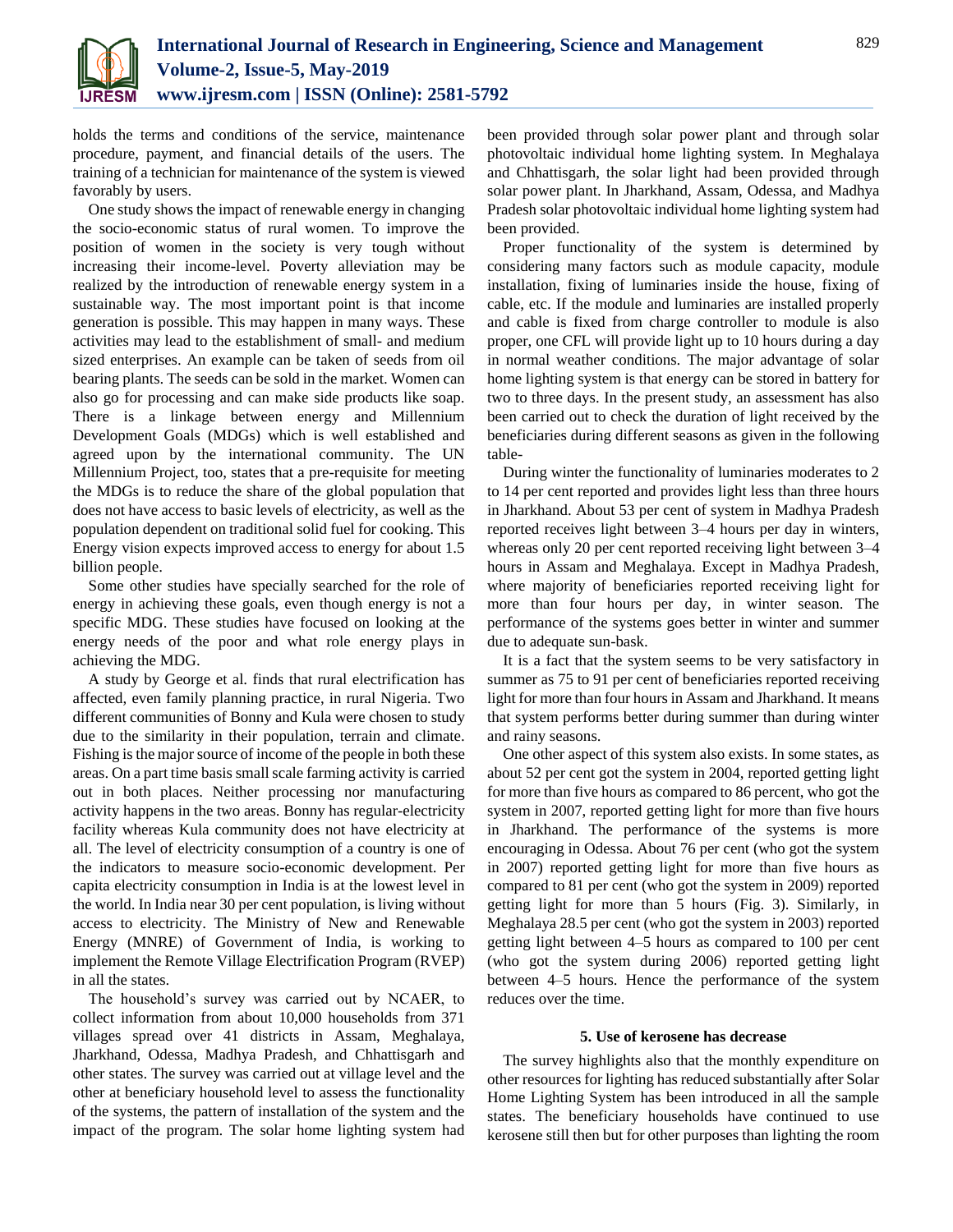holds the terms and conditions of the service, maintenance procedure, payment, and financial details of the users. The training of a technician for maintenance of the system is viewed favorably by users.

One study shows the impact of renewable energy in changing the socio-economic status of rural women. To improve the position of women in the society is very tough without increasing their income-level. Poverty alleviation may be realized by the introduction of renewable energy system in a sustainable way. The most important point is that income generation is possible. This may happen in many ways. These activities may lead to the establishment of small- and medium sized enterprises. An example can be taken of seeds from oil bearing plants. The seeds can be sold in the market. Women can also go for processing and can make side products like soap. There is a linkage between energy and Millennium Development Goals (MDGs) which is well established and agreed upon by the international community. The UN Millennium Project, too, states that a pre-requisite for meeting the MDGs is to reduce the share of the global population that does not have access to basic levels of electricity, as well as the population dependent on traditional solid fuel for cooking. This Energy vision expects improved access to energy for about 1.5 billion people.

Some other studies have specially searched for the role of energy in achieving these goals, even though energy is not a specific MDG. These studies have focused on looking at the energy needs of the poor and what role energy plays in achieving the MDG.

A study by George et al. finds that rural electrification has affected, even family planning practice, in rural Nigeria. Two different communities of Bonny and Kula were chosen to study due to the similarity in their population, terrain and climate. Fishing is the major source of income of the people in both these areas. On a part time basis small scale farming activity is carried out in both places. Neither processing nor manufacturing activity happens in the two areas. Bonny has regular-electricity facility whereas Kula community does not have electricity at all. The level of electricity consumption of a country is one of the indicators to measure socio-economic development. Per capita electricity consumption in India is at the lowest level in the world. In India near 30 per cent population, is living without access to electricity. The Ministry of New and Renewable Energy (MNRE) of Government of India, is working to implement the Remote Village Electrification Program (RVEP) in all the states.

The household's survey was carried out by NCAER, to collect information from about 10,000 households from 371 villages spread over 41 districts in Assam, Meghalaya, Jharkhand, Odessa, Madhya Pradesh, and Chhattisgarh and other states. The survey was carried out at village level and the other at beneficiary household level to assess the functionality of the systems, the pattern of installation of the system and the impact of the program. The solar home lighting system had been provided through solar power plant and through solar photovoltaic individual home lighting system. In Meghalaya and Chhattisgarh, the solar light had been provided through solar power plant. In Jharkhand, Assam, Odessa, and Madhya Pradesh solar photovoltaic individual home lighting system had been provided.

Proper functionality of the system is determined by considering many factors such as module capacity, module installation, fixing of luminaries inside the house, fixing of cable, etc. If the module and luminaries are installed properly and cable is fixed from charge controller to module is also proper, one CFL will provide light up to 10 hours during a day in normal weather conditions. The major advantage of solar home lighting system is that energy can be stored in battery for two to three days. In the present study, an assessment has also been carried out to check the duration of light received by the beneficiaries during different seasons as given in the following table-

During winter the functionality of luminaries moderates to 2 to 14 per cent reported and provides light less than three hours in Jharkhand. About 53 per cent of system in Madhya Pradesh reported receives light between 3–4 hours per day in winters, whereas only 20 per cent reported receiving light between 3–4 hours in Assam and Meghalaya. Except in Madhya Pradesh, where majority of beneficiaries reported receiving light for more than four hours per day, in winter season. The performance of the systems goes better in winter and summer due to adequate sun-bask.

It is a fact that the system seems to be very satisfactory in summer as 75 to 91 per cent of beneficiaries reported receiving light for more than four hours in Assam and Jharkhand. It means that system performs better during summer than during winter and rainy seasons.

One other aspect of this system also exists. In some states, as about 52 per cent got the system in 2004, reported getting light for more than five hours as compared to 86 percent, who got the system in 2007, reported getting light for more than five hours in Jharkhand. The performance of the systems is more encouraging in Odessa. About 76 per cent (who got the system in 2007) reported getting light for more than five hours as compared to 81 per cent (who got the system in 2009) reported getting light for more than 5 hours (Fig. 3). Similarly, in Meghalaya 28.5 per cent (who got the system in 2003) reported getting light between 4–5 hours as compared to 100 per cent (who got the system during 2006) reported getting light between 4–5 hours. Hence the performance of the system reduces over the time.

### 5. Use of kerosene has decrease

The survey highlights also that the monthly expenditure on other resources for lighting has reduced substantially after Solar Home Lighting System has been introduced in all the sample states. The beneficiary households have continued to use kerosene still then but for other purposes than lighting the room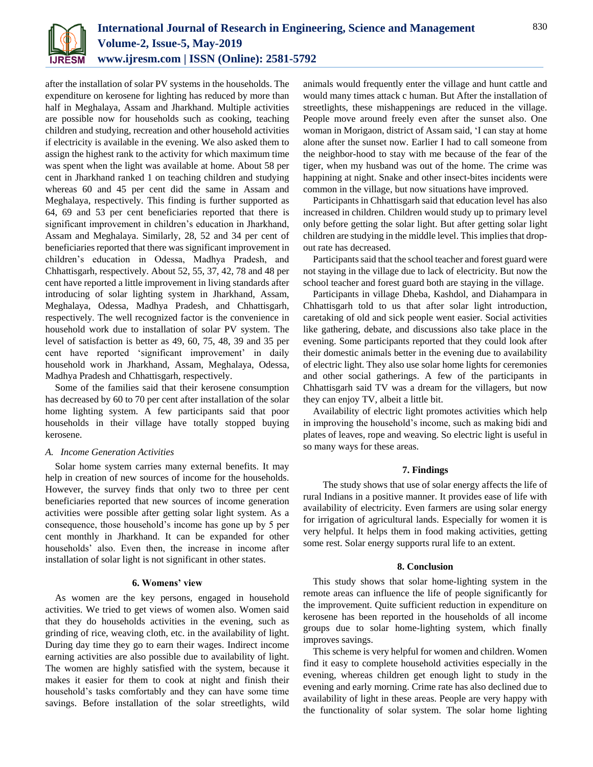after the installation of solar PV systems in the households. The expenditure on kerosene for lighting has reduced by more than half in Meghalaya, Assam and Jharkhand. Multiple activities are possible now for households such as cooking, teaching children and studying, recreation and other household activities if electricity is available in the evening. We also asked them to assign the highest rank to the activity for which maximum time was spent when the light was available at home. About 58 per cent in Jharkhand ranked 1 on teaching children and studying whereas 60 and 45 per cent did the same in Assam and Meghalaya, respectively. This finding is further supported as 64, 69 and 53 per cent beneficiaries reported that there is significant improvement in children's education in Jharkhand, Assam and Meghalaya. Similarly, 28, 52 and 34 per cent of beneficiaries reported that there was significant improvement in children's education in Odessa, Madhya Pradesh, and Chhattisgarh, respectively. About 52, 55, 37, 42, 78 and 48 per cent have reported a little improvement in living standards after introducing of solar lighting system in Jharkhand, Assam, Meghalaya, Odessa, Madhya Pradesh, and Chhattisgarh, respectively. The well recognized factor is the convenience in household work due to installation of solar PV system. The level of satisfaction is better as 49, 60, 75, 48, 39 and 35 per cent have reported 'significant improvement' in daily household work in Jharkhand, Assam, Meghalaya, Odessa, Madhya Pradesh and Chhattisgarh, respectively.

Some of the families said that their kerosene consumption has decreased by 60 to 70 per cent after installation of the solar home lighting system. A few participants said that poor households in their village have totally stopped buying kerosene.

### A. Income Generation Activities

Solar home system carries many external benefits. It may help in creation of new sources of income for the households. However, the survey finds that only two to three per cent beneficiaries reported that new sources of income generation activities were possible after getting solar light system. As a consequence, those household's income has gone up by 5 per cent monthly in Jharkhand. It can be expanded for other households' also. Even then, the increase in income after installation of solar light is not significant in other states.

## 6. Womens' view

As women are the key persons, engaged in household activities. We tried to get views of women also. Women said that they do households activities in the evening, such as grinding of rice, weaving cloth, etc. in the availability of light. During day time they go to earn their wages. Indirect income earning activities are also possible due to availability of light. The women are highly satisfied with the system, because it makes it easier for them to cook at night and finish their household's tasks comfortably and they can have some time savings. Before installation of the solar streetlights, wild animals would frequently enter the village and hunt cattle and would many times attack c human. But After the installation of streetlights, these mishappenings are reduced in the village. People move around freely even after the sunset also. One woman in Morigaon, district of Assam said, 'I can stay at home alone after the sunset now. Earlier I had to call someone from the neighbor-hood to stay with me because of the fear of the tiger, when my husband was out of the home. The crime was happining at night. Snake and other insect-bites incidents were common in the village, but now situations have improved.

Participants in Chhattisgarh said that education level has also increased in children. Children would study up to primary level only before getting the solar light. But after getting solar light children are studying in the middle level. This implies that drop-out rate has decreased.

Participants said that the school teacher and forest guard were not staying in the village due to lack of electricity. But now the school teacher and forest guard both are staying in the village.

Participants in village Dheba, Kashdol, and Diahampara in Chhattisgarh told to us that after solar light introduction, caretaking of old and sick people went easier. Social activities like gathering, debate, and discussions also take place in the evening. Some participants reported that they could look after their domestic animals better in the evening due to availability of electric light. They also use solar home lights for ceremonies and other social gatherings. A few of the participants in Chhattisgarh said TV was a dream for the villagers, but now they can enjoy TV, albeit a little bit.

Availability of electric light promotes activities which help in improving the household's income, such as making bidi and plates of leaves, rope and weaving. So electric light is useful in so many ways for these areas.

## 7. Findings

The study shows that use of solar energy affects the life of rural Indians in a positive manner. It provides ease of life with availability of electricity. Even farmers are using solar energy for irrigation of agricultural lands. Especially for women it is very helpful. It helps them in food making activities, getting some rest. Solar energy supports rural life to an extent.

## 8. Conclusion

This study shows that solar home-lighting system in the remote areas can influence the life of people significantly for the improvement. Quite sufficient reduction in expenditure on kerosene has been reported in the households of all income groups due to solar home-lighting system, which finally improves savings.

This scheme is very helpful for women and children. Women find it easy to complete household activities especially in the evening, whereas children get enough light to study in the evening and early morning. Crime rate has also declined due to availability of light in these areas. People are very happy with the functionality of solar system. The solar home lighting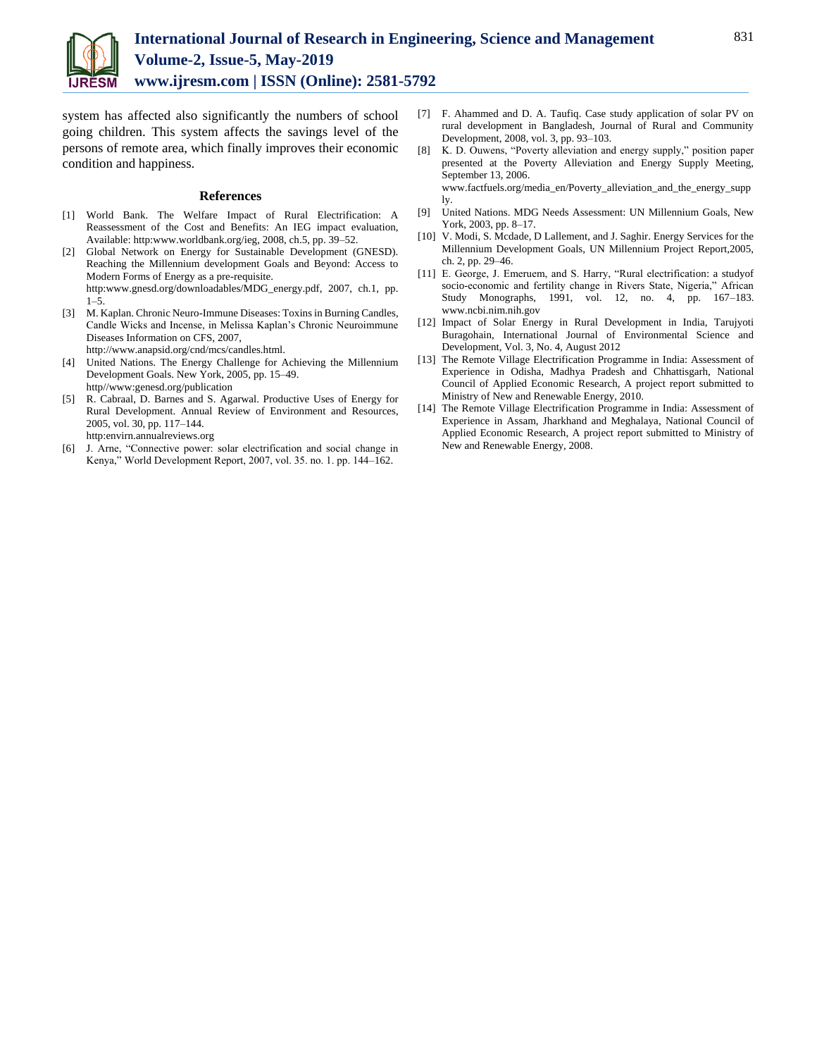system has affected also significantly the numbers of school going children. This system affects the savings level of the persons of remote area, which finally improves their economic condition and happiness.

## References

[1] World Bank. The Welfare Impact of Rural Electrification: A Reassessment of the Cost and Benefits: An IEG impact evaluation, Available: http:www.worldbank.org/ieg, 2008, ch.5, pp. 39–52.

[2] Global Network on Energy for Sustainable Development (GNESD). Reaching the Millennium development Goals and Beyond: Access to Modern Forms of Energy as a pre-requisite. http:www.gnesd.org/downloadables/MDG_energy.pdf, 2007, ch.1, pp. 1–5.

[3] M. Kaplan. Chronic Neuro-Immune Diseases: Toxins in Burning Candles, Candle Wicks and Incense, in Melissa Kaplan's Chronic Neuroimmune Diseases Information on CFS, 2007, http://www.anapsid.org/cnd/mcs/candles.html.

[4] United Nations. The Energy Challenge for Achieving the Millennium Development Goals. New York, 2005, pp. 15–49. http//www:genesd.org/publication

[5] R. Cabraal, D. Barnes and S. Agarwal. Productive Uses of Energy for Rural Development. Annual Review of Environment and Resources, 2005, vol. 30, pp. 117–144. http:envirn.annualreviews.org

[6] J. Arne, "Connective power: solar electrification and social change in Kenya," World Development Report, 2007, vol. 35. no. 1. pp. 144–162.

[7] F. Ahammed and D. A. Taufiq. Case study application of solar PV on rural development in Bangladesh, Journal of Rural and Community Development, 2008, vol. 3, pp. 93–103.

[8] K. D. Ouwens, "Poverty alleviation and energy supply," position paper presented at the Poverty Alleviation and Energy Supply Meeting, September 13, 2006. www.factfuels.org/media_en/Poverty_alleviation_and_the_energy_supply.

[9] United Nations. MDG Needs Assessment: UN Millennium Goals, New York, 2003, pp. 8–17.

[10] V. Modi, S. Mcdade, D Lallement, and J. Saghir. Energy Services for the Millennium Development Goals, UN Millennium Project Report,2005, ch. 2, pp. 29–46.

[11] E. George, J. Emeruem, and S. Harry, "Rural electrification: a studyof socio-economic and fertility change in Rivers State, Nigeria," African Study Monographs, 1991, vol. 12, no. 4, pp. 167–183. www.ncbi.nim.nih.gov

[12] Impact of Solar Energy in Rural Development in India, Tarujyoti Buragohain, International Journal of Environmental Science and Development, Vol. 3, No. 4, August 2012

[13] The Remote Village Electrification Programme in India: Assessment of Experience in Odisha, Madhya Pradesh and Chhattisgarh, National Council of Applied Economic Research, A project report submitted to Ministry of New and Renewable Energy, 2010.

[14] The Remote Village Electrification Programme in India: Assessment of Experience in Assam, Jharkhand and Meghalaya, National Council of Applied Economic Research, A project report submitted to Ministry of New and Renewable Energy, 2008.